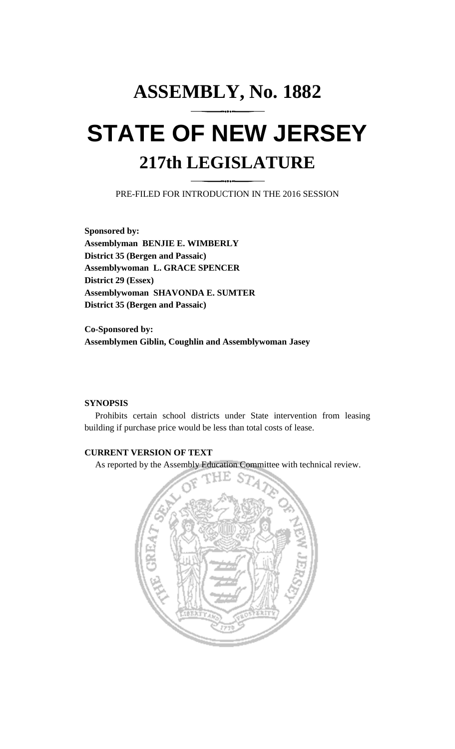# ASSEMBLY, No. 1882

# STATE OF NEW JERSEY

## 217th LEGISLATURE

PRE-FILED FOR INTRODUCTION IN THE 2016 SESSION

**Sponsored by:**
**Assemblyman BENJIE E. WIMBERLY**
**District 35 (Bergen and Passaic)**
**Assemblywoman L. GRACE SPENCER**
**District 29 (Essex)**
**Assemblywoman SHAVONDA E. SUMTER**
**District 35 (Bergen and Passaic)**

**Co-Sponsored by:**
**Assemblymen Giblin, Coughlin and Assemblywoman Jasey**

**SYNOPSIS**

Prohibits certain school districts under State intervention from leasing building if purchase price would be less than total costs of lease.

**CURRENT VERSION OF TEXT**

As reported by the Assembly Education Committee with technical review.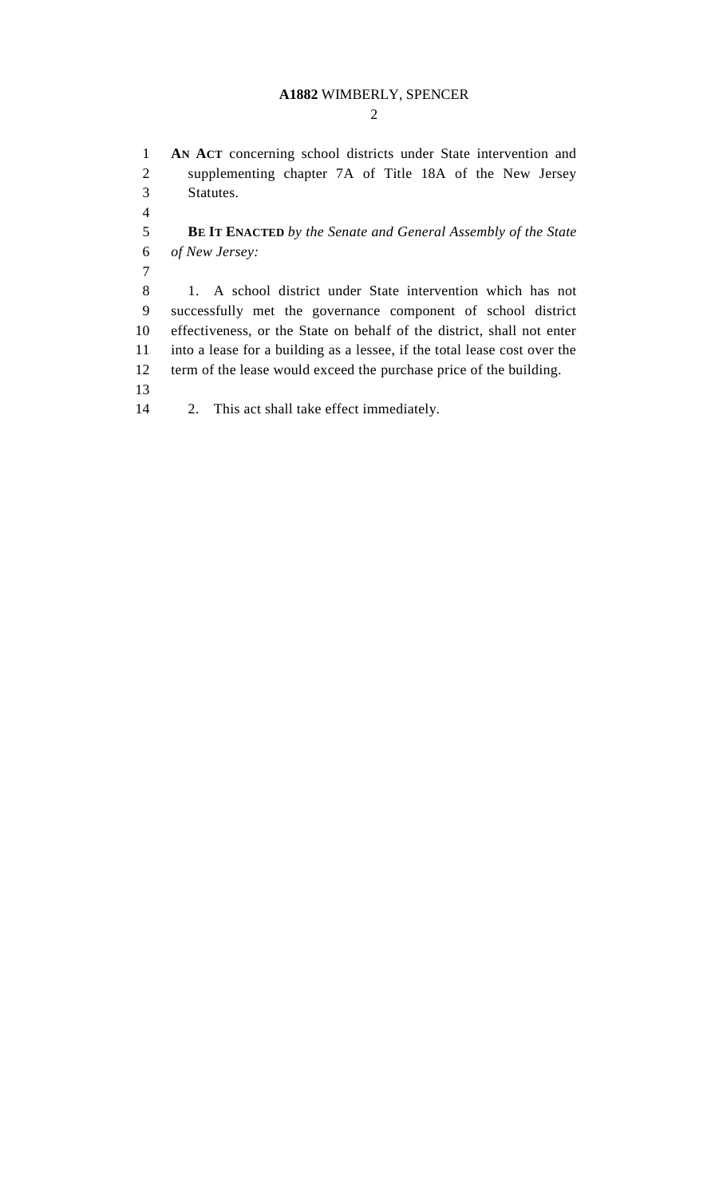**AN ACT** concerning school districts under State intervention and supplementing chapter 7A of Title 18A of the New Jersey Statutes.

**BE IT ENACTED** *by the Senate and General Assembly of the State of New Jersey:*

1. A school district under State intervention which has not successfully met the governance component of school district effectiveness, or the State on behalf of the district, shall not enter into a lease for a building as a lessee, if the total lease cost over the term of the lease would exceed the purchase price of the building.

2. This act shall take effect immediately.